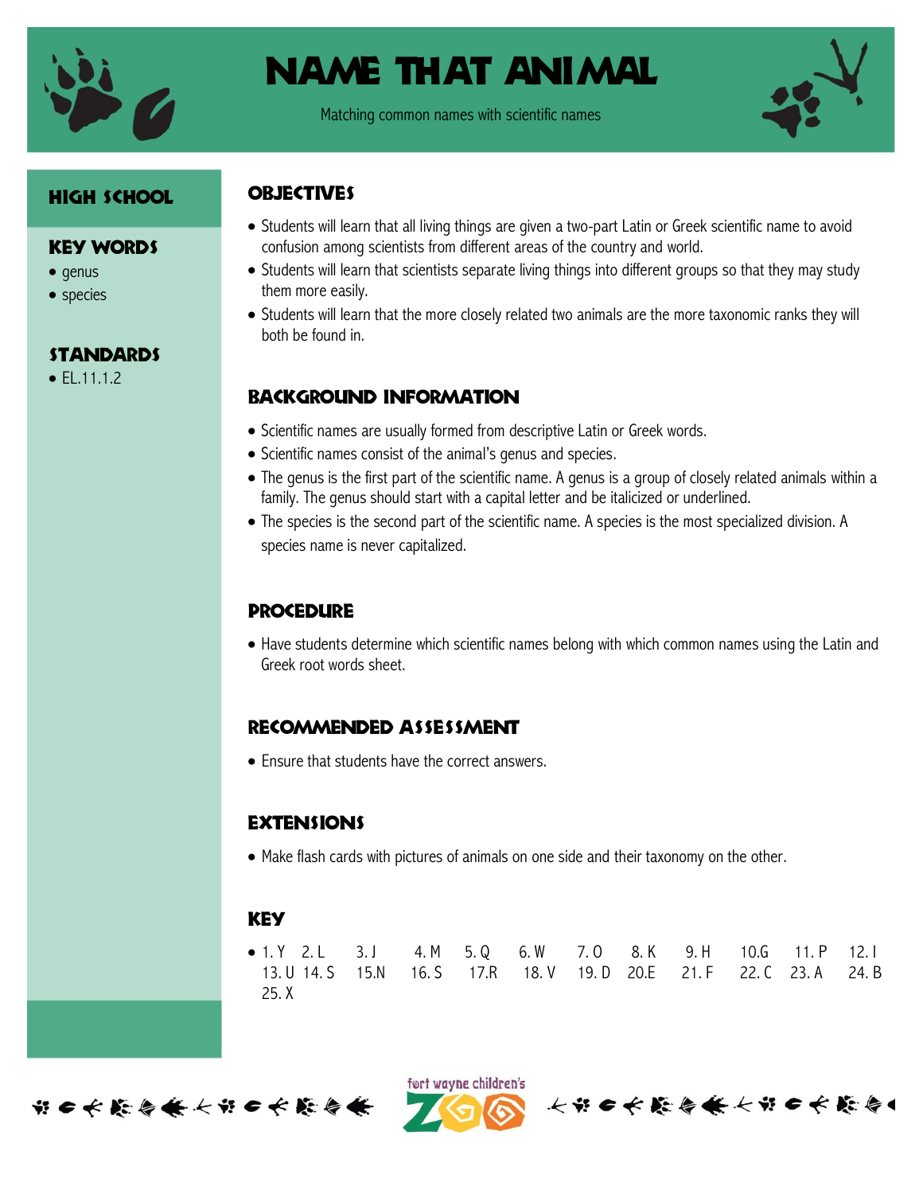# NAME THAT ANIMAL

Matching common names with scientific names

## HIGH SCHOOL

## KEY WORDS

- genus
- species

## STANDARDS

- EL.11.1.2

## OBJECTIVES

- Students will learn that all living things are given a two-part Latin or Greek scientific name to avoid confusion among scientists from different areas of the country and world.
- Students will learn that scientists separate living things into different groups so that they may study them more easily.
- Students will learn that the more closely related two animals are the more taxonomic ranks they will both be found in.

## BACKGROUND INFORMATION

- Scientific names are usually formed from descriptive Latin or Greek words.
- Scientific names consist of the animal's genus and species.
- The genus is the first part of the scientific name. A genus is a group of closely related animals within a family. The genus should start with a capital letter and be italicized or underlined.
- The species is the second part of the scientific name. A species is the most specialized division. A species name is never capitalized.

## PROCEDURE

- Have students determine which scientific names belong with which common names using the Latin and Greek root words sheet.

## RECOMMENDED ASSESSMENT

- Ensure that students have the correct answers.

## EXTENSIONS

- Make flash cards with pictures of animals on one side and their taxonomy on the other.

## KEY

- 1. Y 2. L 3. J 4. M 5. Q 6. W 7. O 8. K 9. H 10.G 11. P 12. I 13. U 14. S 15.N 16. S 17.R 18. V 19. D 20.E 21. F 22. C 23. A 24. B 25. X

fort wayne children's ZOO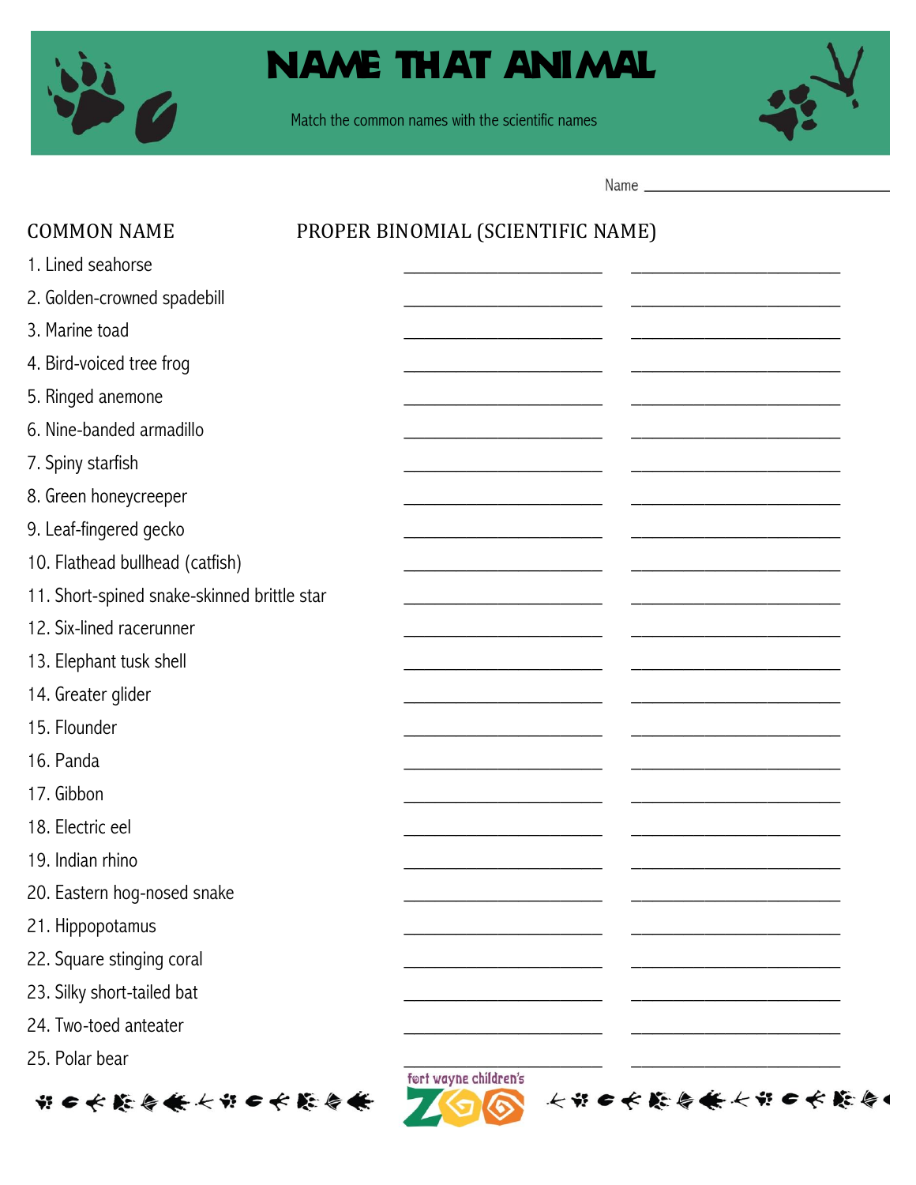# NAME THAT ANIMAL

Match the common names with the scientific names

Name ________________________________

| COMMON NAME | PROPER BINOMIAL (SCIENTIFIC NAME) | |
|---|---|---|
| 1. Lined seahorse | ____________________ | ____________________ |
| 2. Golden-crowned spadebill | ____________________ | ____________________ |
| 3. Marine toad | ____________________ | ____________________ |
| 4. Bird-voiced tree frog | ____________________ | ____________________ |
| 5. Ringed anemone | ____________________ | ____________________ |
| 6. Nine-banded armadillo | ____________________ | ____________________ |
| 7. Spiny starfish | ____________________ | ____________________ |
| 8. Green honeycreeper | ____________________ | ____________________ |
| 9. Leaf-fingered gecko | ____________________ | ____________________ |
| 10. Flathead bullhead (catfish) | ____________________ | ____________________ |
| 11. Short-spined snake-skinned brittle star | ____________________ | ____________________ |
| 12. Six-lined racerunner | ____________________ | ____________________ |
| 13. Elephant tusk shell | ____________________ | ____________________ |
| 14. Greater glider | ____________________ | ____________________ |
| 15. Flounder | ____________________ | ____________________ |
| 16. Panda | ____________________ | ____________________ |
| 17. Gibbon | ____________________ | ____________________ |
| 18. Electric eel | ____________________ | ____________________ |
| 19. Indian rhino | ____________________ | ____________________ |
| 20. Eastern hog-nosed snake | ____________________ | ____________________ |
| 21. Hippopotamus | ____________________ | ____________________ |
| 22. Square stinging coral | ____________________ | ____________________ |
| 23. Silky short-tailed bat | ____________________ | ____________________ |
| 24. Two-toed anteater | ____________________ | ____________________ |
| 25. Polar bear | ____________________ | ____________________ |

fort wayne children's ZOO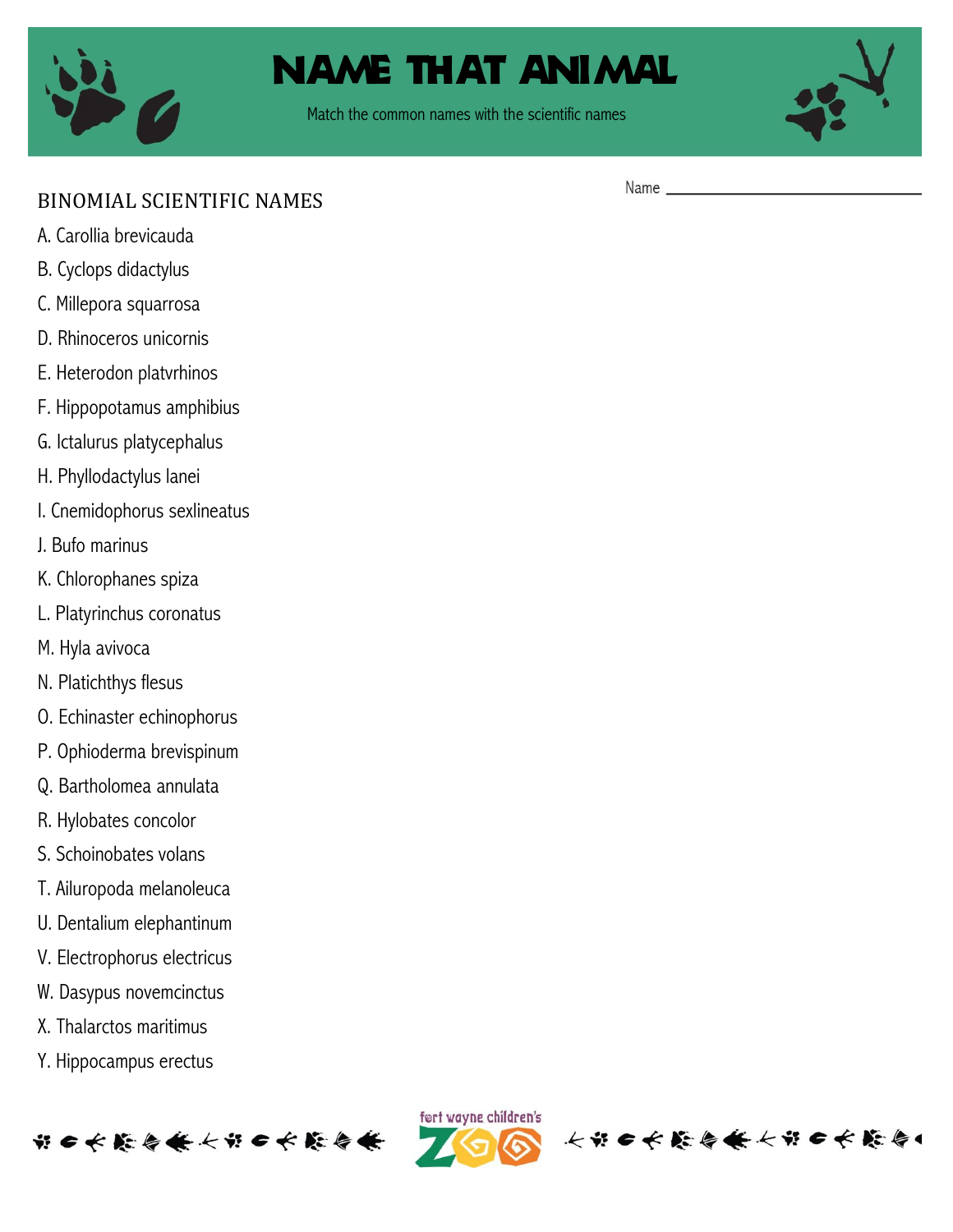# NAME THAT ANIMAL

Match the common names with the scientific names

Name ______________________________

## BINOMIAL SCIENTIFIC NAMES

A. Carollia brevicauda

B. Cyclops didactylus

C. Millepora squarrosa

D. Rhinoceros unicornis

E. Heterodon platvrhinos

F. Hippopotamus amphibius

G. Ictalurus platycephalus

H. Phyllodactylus lanei

I. Cnemidophorus sexlineatus

J. Bufo marinus

K. Chlorophanes spiza

L. Platyrinchus coronatus

M. Hyla avivoca

N. Platichthys flesus

O. Echinaster echinophorus

P. Ophioderma brevispinum

Q. Bartholomea annulata

R. Hylobates concolor

S. Schoinobates volans

T. Ailuropoda melanoleuca

U. Dentalium elephantinum

V. Electrophorus electricus

W. Dasypus novemcinctus

X. Thalarctos maritimus

Y. Hippocampus erectus

fort wayne children's ZOO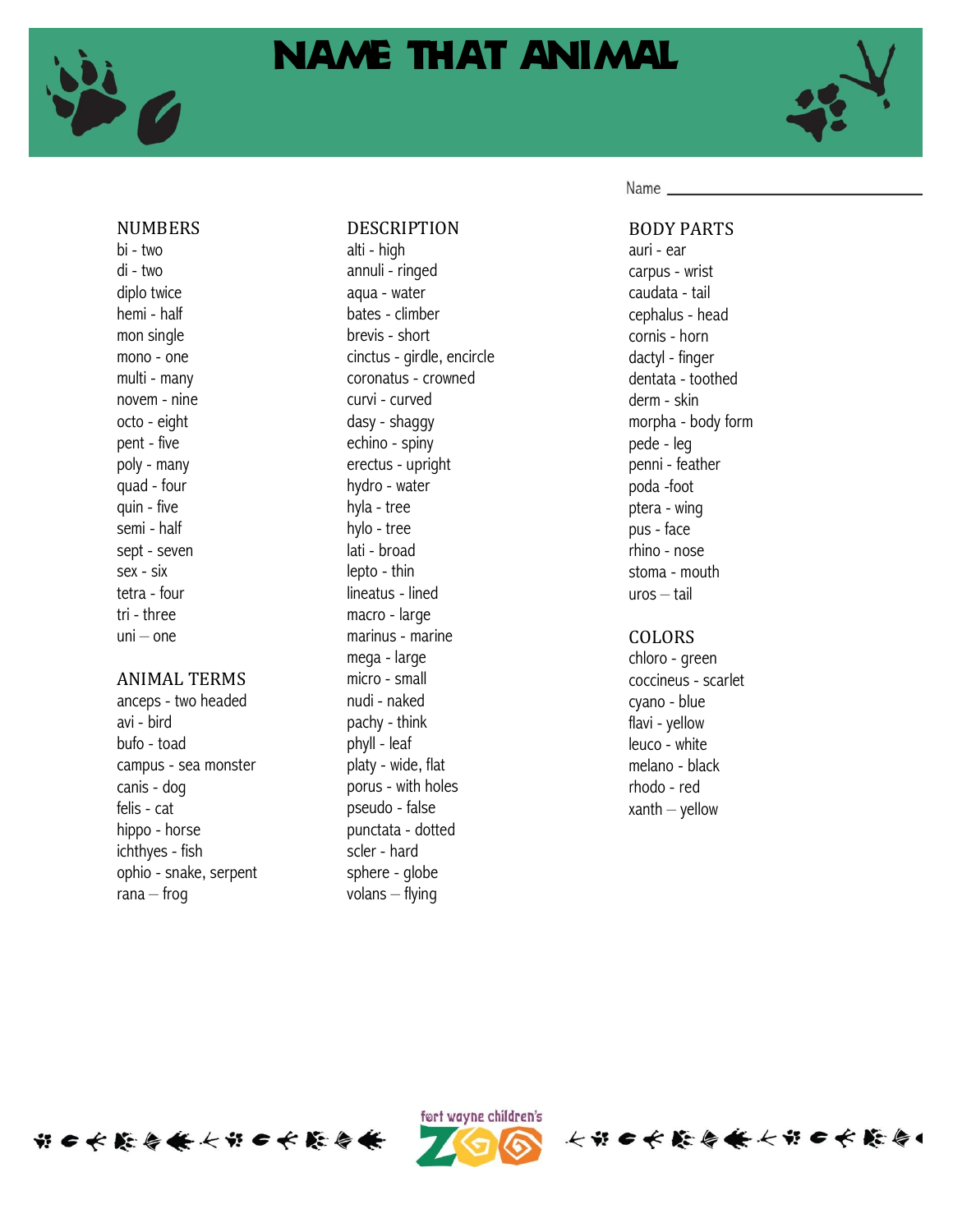# NAME THAT ANIMAL

Name ______________________

## NUMBERS

bi - two
di - two
diplo twice
hemi - half
mon single
mono - one
multi - many
novem - nine
octo - eight
pent - five
poly - many
quad - four
quin - five
semi - half
sept - seven
sex - six
tetra - four
tri - three
uni – one

## ANIMAL TERMS

anceps - two headed
avi - bird
bufo - toad
campus - sea monster
canis - dog
felis - cat
hippo - horse
ichthyes - fish
ophio - snake, serpent
rana – frog

## DESCRIPTION

alti - high
annuli - ringed
aqua - water
bates - climber
brevis - short
cinctus - girdle, encircle
coronatus - crowned
curvi - curved
dasy - shaggy
echino - spiny
erectus - upright
hydro - water
hyla - tree
hylo - tree
lati - broad
lepto - thin
lineatus - lined
macro - large
marinus - marine
mega - large
micro - small
nudi - naked
pachy - think
phyll - leaf
platy - wide, flat
porus - with holes
pseudo - false
punctata - dotted
scler - hard
sphere - globe
volans – flying

## BODY PARTS

auri - ear
carpus - wrist
caudata - tail
cephalus - head
cornis - horn
dactyl - finger
dentata - toothed
derm - skin
morpha - body form
pede - leg
penni - feather
poda -foot
ptera - wing
pus - face
rhino - nose
stoma - mouth
uros – tail

## COLORS

chloro - green
coccineus - scarlet
cyano - blue
flavi - yellow
leuco - white
melano - black
rhodo - red
xanth – yellow

fort wayne children's ZOO